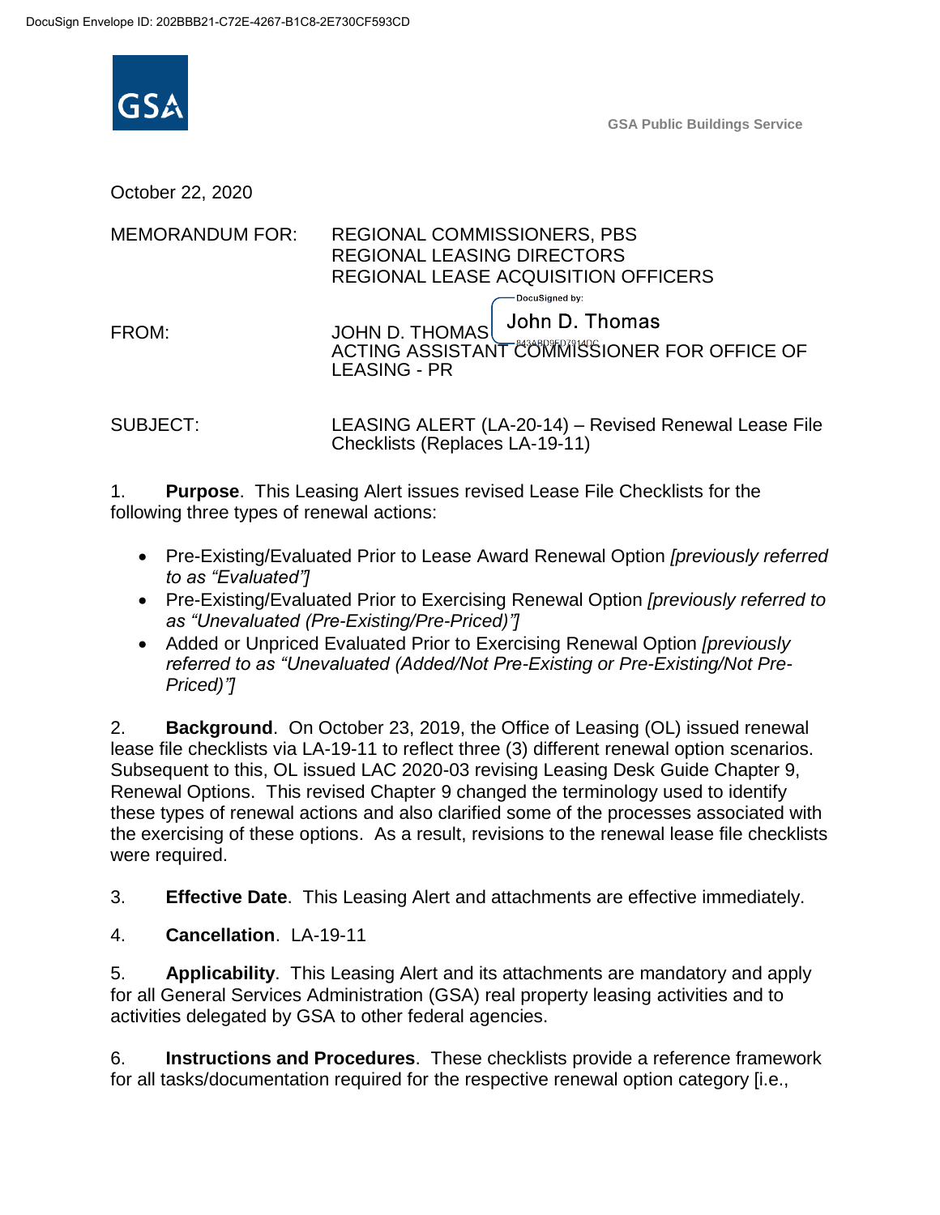DocuSign Envelope ID: 202BBB21-C72E-4267-B1C8-2E730CF593CD

GSA Public Buildings Service

October 22, 2020

MEMORANDUM FOR: REGIONAL COMMISSIONERS, PBS
REGIONAL LEASING DIRECTORS
REGIONAL LEASE ACQUISITION OFFICERS

FROM: JOHN D. THOMAS
ACTING ASSISTANT COMMISSIONER FOR OFFICE OF LEASING - PR

DocuSigned by: John D. Thomas
843ABD9ED7914DC

SUBJECT: LEASING ALERT (LA-20-14) – Revised Renewal Lease File Checklists (Replaces LA-19-11)

1. **Purpose**. This Leasing Alert issues revised Lease File Checklists for the following three types of renewal actions:

- Pre-Existing/Evaluated Prior to Lease Award Renewal Option *[previously referred to as "Evaluated"]*
- Pre-Existing/Evaluated Prior to Exercising Renewal Option *[previously referred to as "Unevaluated (Pre-Existing/Pre-Priced)"]*
- Added or Unpriced Evaluated Prior to Exercising Renewal Option *[previously referred to as "Unevaluated (Added/Not Pre-Existing or Pre-Existing/Not Pre-Priced)"]*

2. **Background**. On October 23, 2019, the Office of Leasing (OL) issued renewal lease file checklists via LA-19-11 to reflect three (3) different renewal option scenarios. Subsequent to this, OL issued LAC 2020-03 revising Leasing Desk Guide Chapter 9, Renewal Options. This revised Chapter 9 changed the terminology used to identify these types of renewal actions and also clarified some of the processes associated with the exercising of these options. As a result, revisions to the renewal lease file checklists were required.

3. **Effective Date**. This Leasing Alert and attachments are effective immediately.

4. **Cancellation**. LA-19-11

5. **Applicability**. This Leasing Alert and its attachments are mandatory and apply for all General Services Administration (GSA) real property leasing activities and to activities delegated by GSA to other federal agencies.

6. **Instructions and Procedures**. These checklists provide a reference framework for all tasks/documentation required for the respective renewal option category [i.e.,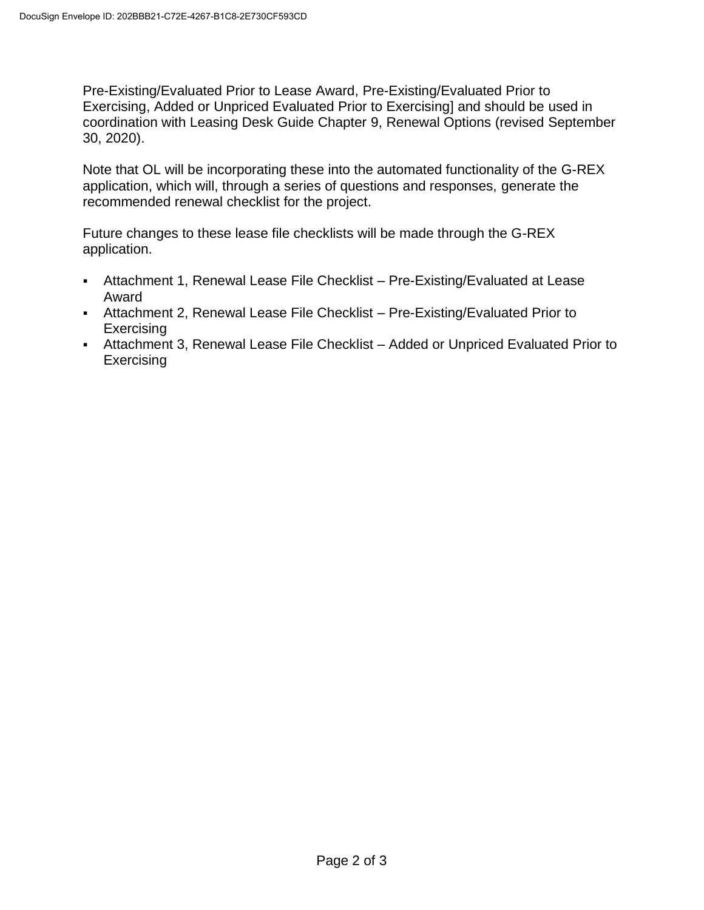Pre-Existing/Evaluated Prior to Lease Award, Pre-Existing/Evaluated Prior to Exercising, Added or Unpriced Evaluated Prior to Exercising] and should be used in coordination with Leasing Desk Guide Chapter 9, Renewal Options (revised September 30, 2020).

Note that OL will be incorporating these into the automated functionality of the G-REX application, which will, through a series of questions and responses, generate the recommended renewal checklist for the project.

Future changes to these lease file checklists will be made through the G-REX application.

- Attachment 1, Renewal Lease File Checklist – Pre-Existing/Evaluated at Lease Award
- Attachment 2, Renewal Lease File Checklist – Pre-Existing/Evaluated Prior to Exercising
- Attachment 3, Renewal Lease File Checklist – Added or Unpriced Evaluated Prior to Exercising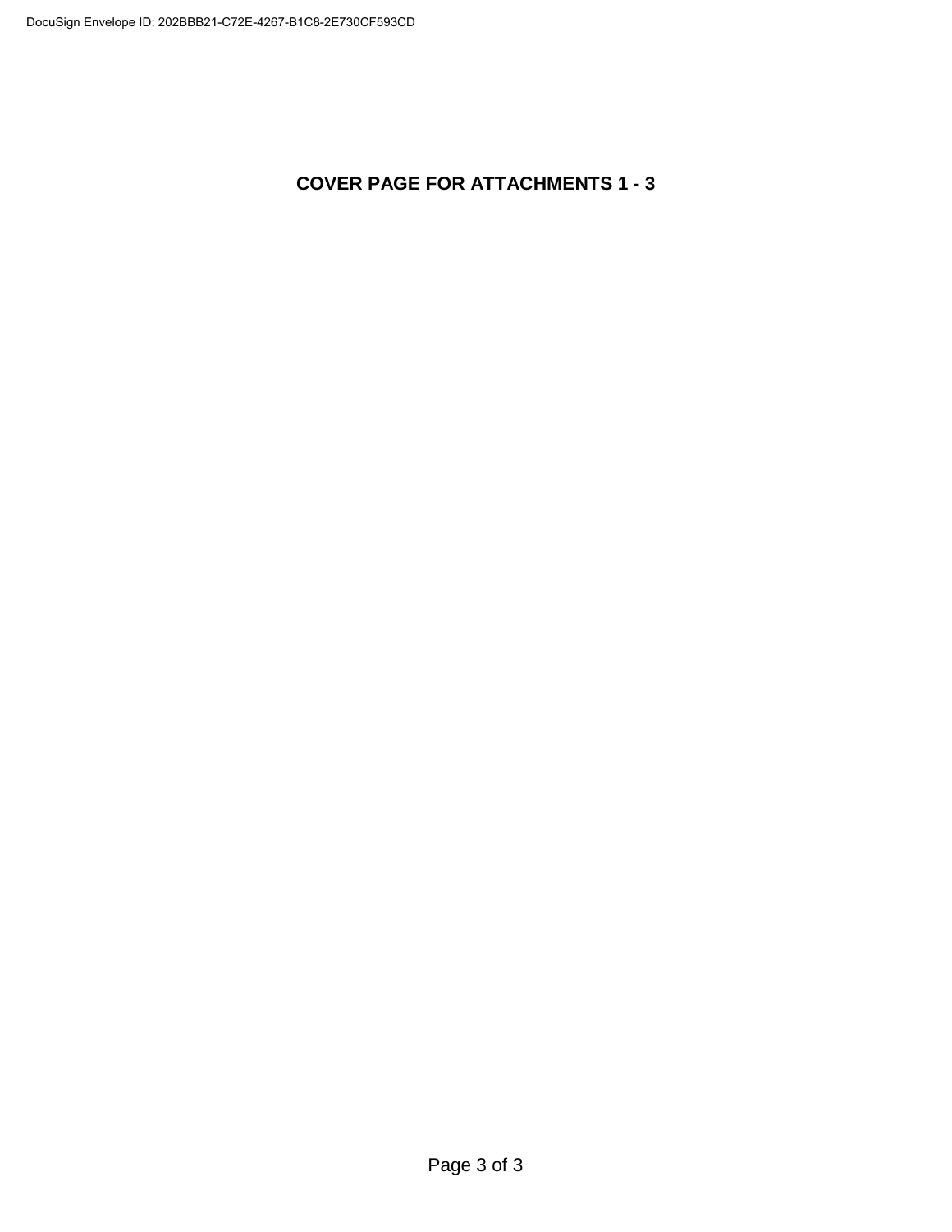# COVER PAGE FOR ATTACHMENTS 1 - 3